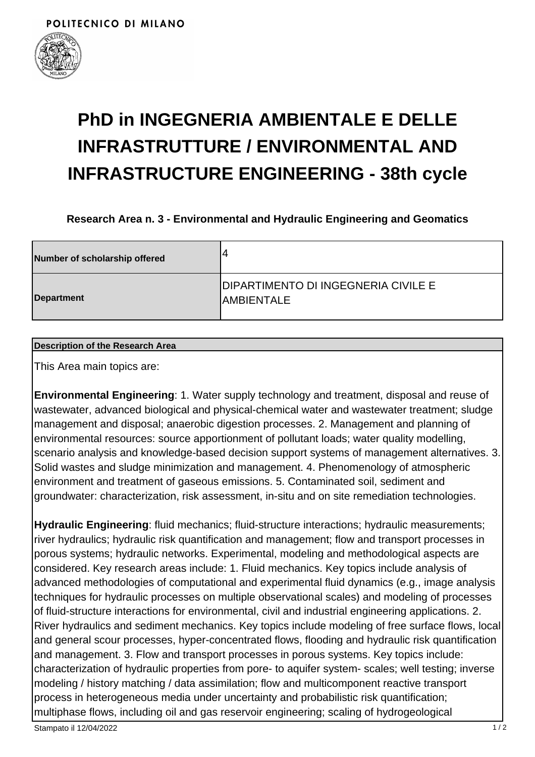POLITECNICO DI MILANO

# PhD in INGEGNERIA AMBIENTALE E DELLE INFRASTRUTTURE / ENVIRONMENTAL AND INFRASTRUCTURE ENGINEERING - 38th cycle

### Research Area n. 3 - Environmental and Hydraulic Engineering and Geomatics

| Number of scholarship offered | 4 |
|---|---|
| Department | DIPARTIMENTO DI INGEGNERIA CIVILE E AMBIENTALE |

**Description of the Research Area**

This Area main topics are:

**Environmental Engineering**: 1. Water supply technology and treatment, disposal and reuse of wastewater, advanced biological and physical-chemical water and wastewater treatment; sludge management and disposal; anaerobic digestion processes. 2. Management and planning of environmental resources: source apportionment of pollutant loads; water quality modelling, scenario analysis and knowledge-based decision support systems of management alternatives. 3. Solid wastes and sludge minimization and management. 4. Phenomenology of atmospheric environment and treatment of gaseous emissions. 5. Contaminated soil, sediment and groundwater: characterization, risk assessment, in-situ and on site remediation technologies.

**Hydraulic Engineering**: fluid mechanics; fluid-structure interactions; hydraulic measurements; river hydraulics; hydraulic risk quantification and management; flow and transport processes in porous systems; hydraulic networks. Experimental, modeling and methodological aspects are considered. Key research areas include: 1. Fluid mechanics. Key topics include analysis of advanced methodologies of computational and experimental fluid dynamics (e.g., image analysis techniques for hydraulic processes on multiple observational scales) and modeling of processes of fluid-structure interactions for environmental, civil and industrial engineering applications. 2. River hydraulics and sediment mechanics. Key topics include modeling of free surface flows, local and general scour processes, hyper-concentrated flows, flooding and hydraulic risk quantification and management. 3. Flow and transport processes in porous systems. Key topics include: characterization of hydraulic properties from pore- to aquifer system- scales; well testing; inverse modeling / history matching / data assimilation; flow and multicomponent reactive transport process in heterogeneous media under uncertainty and probabilistic risk quantification; multiphase flows, including oil and gas reservoir engineering; scaling of hydrogeological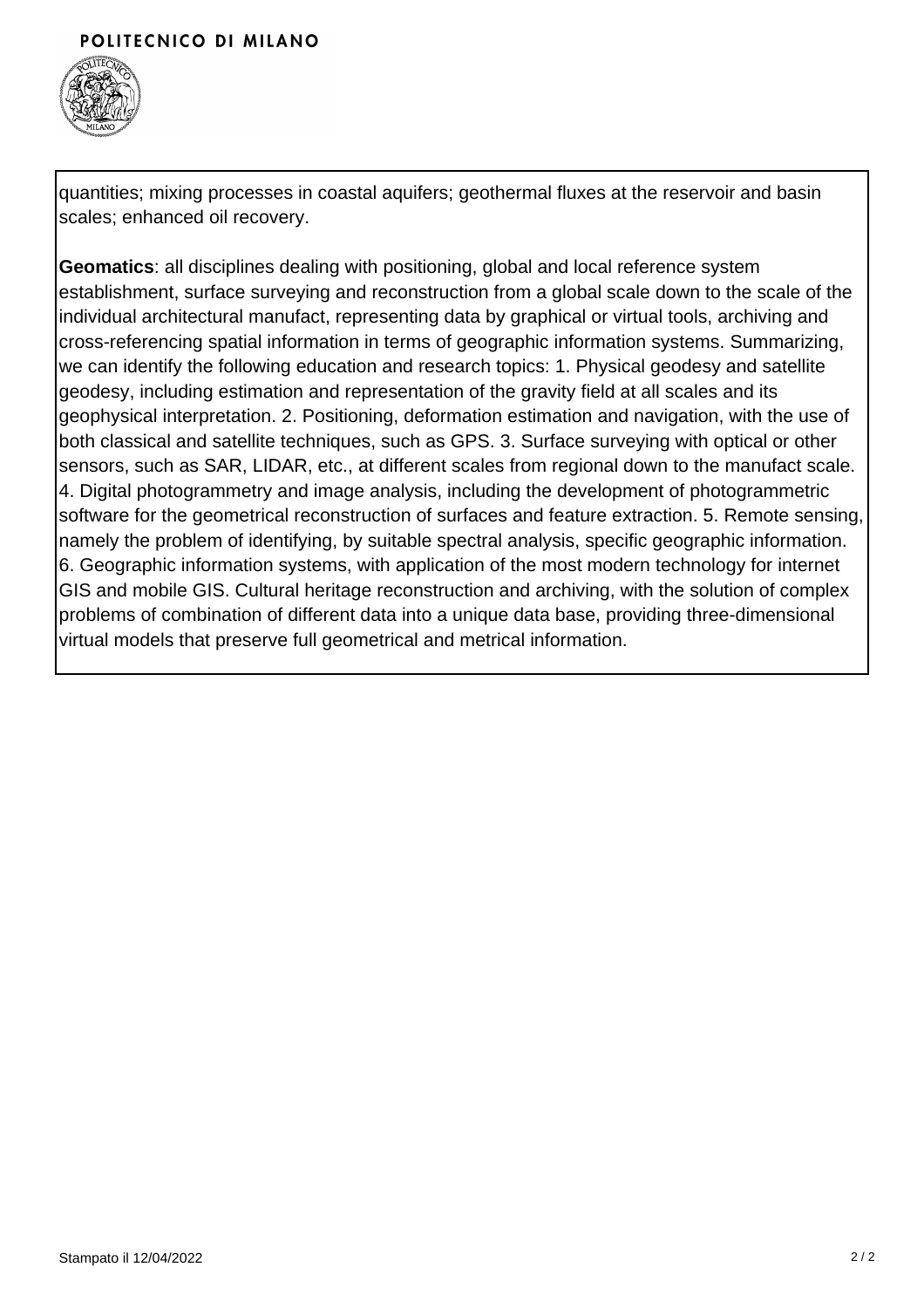quantities; mixing processes in coastal aquifers; geothermal fluxes at the reservoir and basin scales; enhanced oil recovery.

**Geomatics**: all disciplines dealing with positioning, global and local reference system establishment, surface surveying and reconstruction from a global scale down to the scale of the individual architectural manufact, representing data by graphical or virtual tools, archiving and cross-referencing spatial information in terms of geographic information systems. Summarizing, we can identify the following education and research topics: 1. Physical geodesy and satellite geodesy, including estimation and representation of the gravity field at all scales and its geophysical interpretation. 2. Positioning, deformation estimation and navigation, with the use of both classical and satellite techniques, such as GPS. 3. Surface surveying with optical or other sensors, such as SAR, LIDAR, etc., at different scales from regional down to the manufact scale. 4. Digital photogrammetry and image analysis, including the development of photogrammetric software for the geometrical reconstruction of surfaces and feature extraction. 5. Remote sensing, namely the problem of identifying, by suitable spectral analysis, specific geographic information. 6. Geographic information systems, with application of the most modern technology for internet GIS and mobile GIS. Cultural heritage reconstruction and archiving, with the solution of complex problems of combination of different data into a unique data base, providing three-dimensional virtual models that preserve full geometrical and metrical information.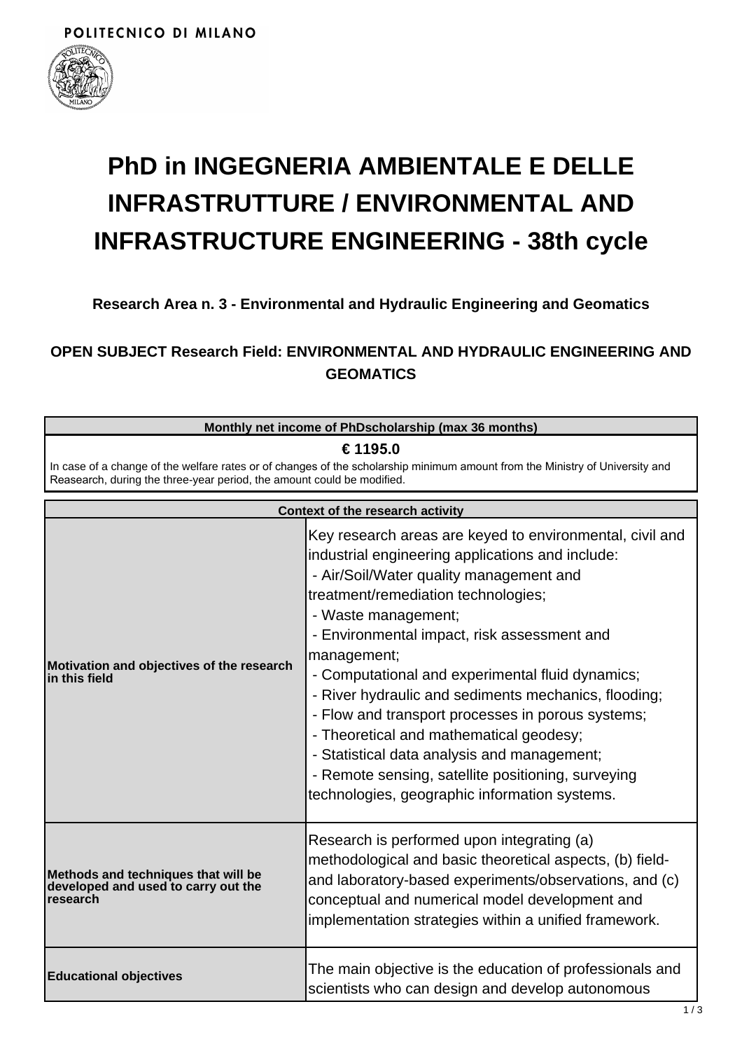# PhD in INGEGNERIA AMBIENTALE E DELLE INFRASTRUTTURE / ENVIRONMENTAL AND INFRASTRUCTURE ENGINEERING - 38th cycle

### Research Area n. 3 - Environmental and Hydraulic Engineering and Geomatics

### OPEN SUBJECT Research Field: ENVIRONMENTAL AND HYDRAULIC ENGINEERING AND GEOMATICS

| Monthly net income of PhDscholarship (max 36 months) |
| --- |
| **€ 1195.0**<br>In case of a change of the welfare rates or of changes of the scholarship minimum amount from the Ministry of University and Reasearch, during the three-year period, the amount could be modified. |

| Context of the research activity | |
| --- | --- |
| **Motivation and objectives of the research in this field** | Key research areas are keyed to environmental, civil and industrial engineering applications and include:<br>- Air/Soil/Water quality management and treatment/remediation technologies;<br>- Waste management;<br>- Environmental impact, risk assessment and management;<br>- Computational and experimental fluid dynamics;<br>- River hydraulic and sediments mechanics, flooding;<br>- Flow and transport processes in porous systems;<br>- Theoretical and mathematical geodesy;<br>- Statistical data analysis and management;<br>- Remote sensing, satellite positioning, surveying technologies, geographic information systems. |
| **Methods and techniques that will be developed and used to carry out the research** | Research is performed upon integrating (a) methodological and basic theoretical aspects, (b) field- and laboratory-based experiments/observations, and (c) conceptual and numerical model development and implementation strategies within a unified framework. |
| **Educational objectives** | The main objective is the education of professionals and scientists who can design and develop autonomous |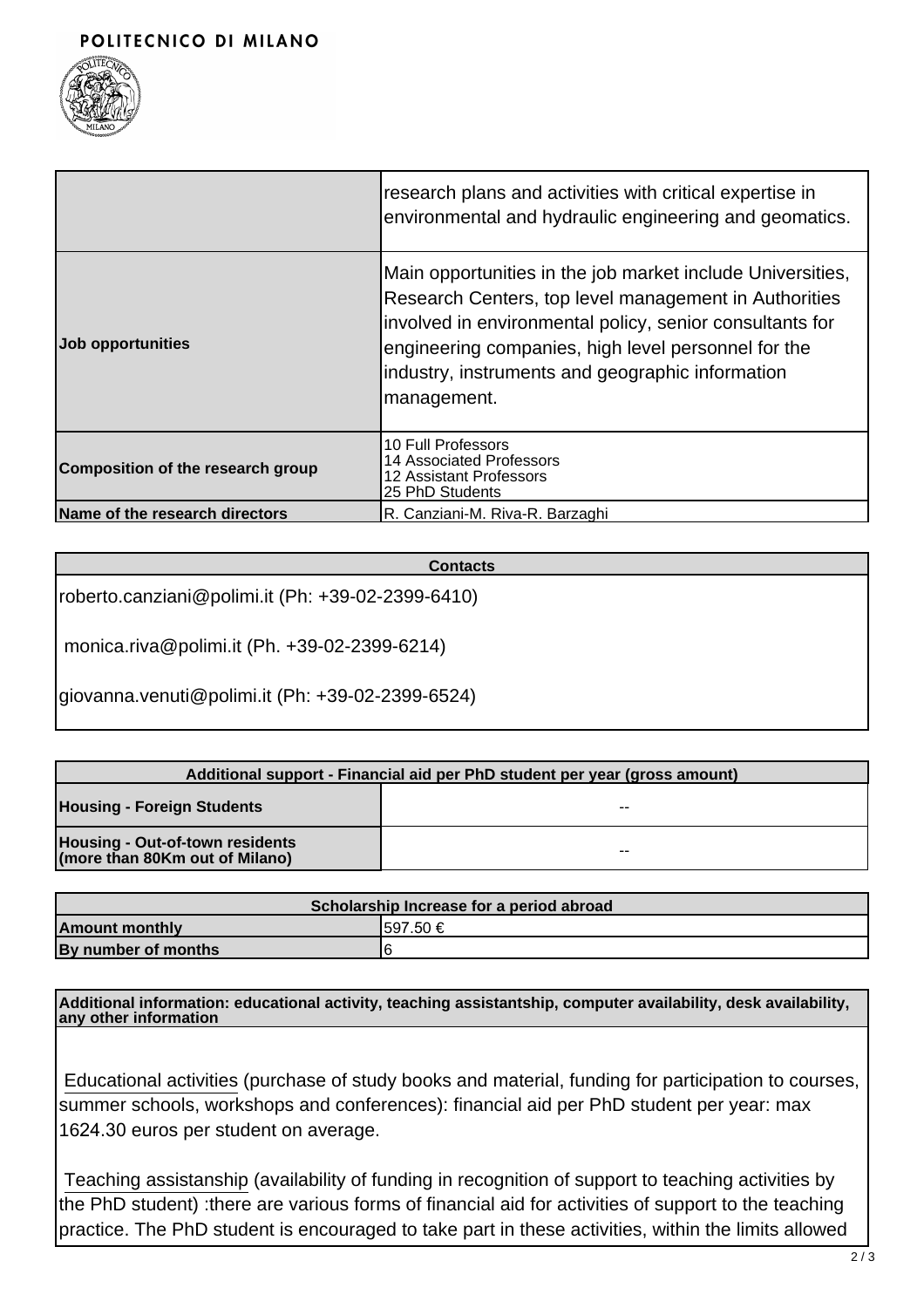| | |
|---|---|
| | research plans and activities with critical expertise in environmental and hydraulic engineering and geomatics. |
| **Job opportunities** | Main opportunities in the job market include Universities, Research Centers, top level management in Authorities involved in environmental policy, senior consultants for engineering companies, high level personnel for the industry, instruments and geographic information management. |
| **Composition of the research group** | 10 Full Professors<br>14 Associated Professors<br>12 Assistant Professors<br>25 PhD Students |
| **Name of the research directors** | R. Canziani-M. Riva-R. Barzaghi |

| Contacts |
|---|
| roberto.canziani@polimi.it (Ph: +39-02-2399-6410)<br><br>monica.riva@polimi.it (Ph. +39-02-2399-6214)<br><br>giovanna.venuti@polimi.it (Ph: +39-02-2399-6524) |

| Additional support - Financial aid per PhD student per year (gross amount) | |
|---|---|
| **Housing - Foreign Students** | -- |
| **Housing - Out-of-town residents (more than 80Km out of Milano)** | -- |

| Scholarship Increase for a period abroad | |
|---|---|
| **Amount monthly** | 597.50 € |
| **By number of months** | 6 |

**Additional information: educational activity, teaching assistantship, computer availability, desk availability, any other information**

Educational activities (purchase of study books and material, funding for participation to courses, summer schools, workshops and conferences): financial aid per PhD student per year: max 1624.30 euros per student on average.

Teaching assistanship (availability of funding in recognition of support to teaching activities by the PhD student) :there are various forms of financial aid for activities of support to the teaching practice. The PhD student is encouraged to take part in these activities, within the limits allowed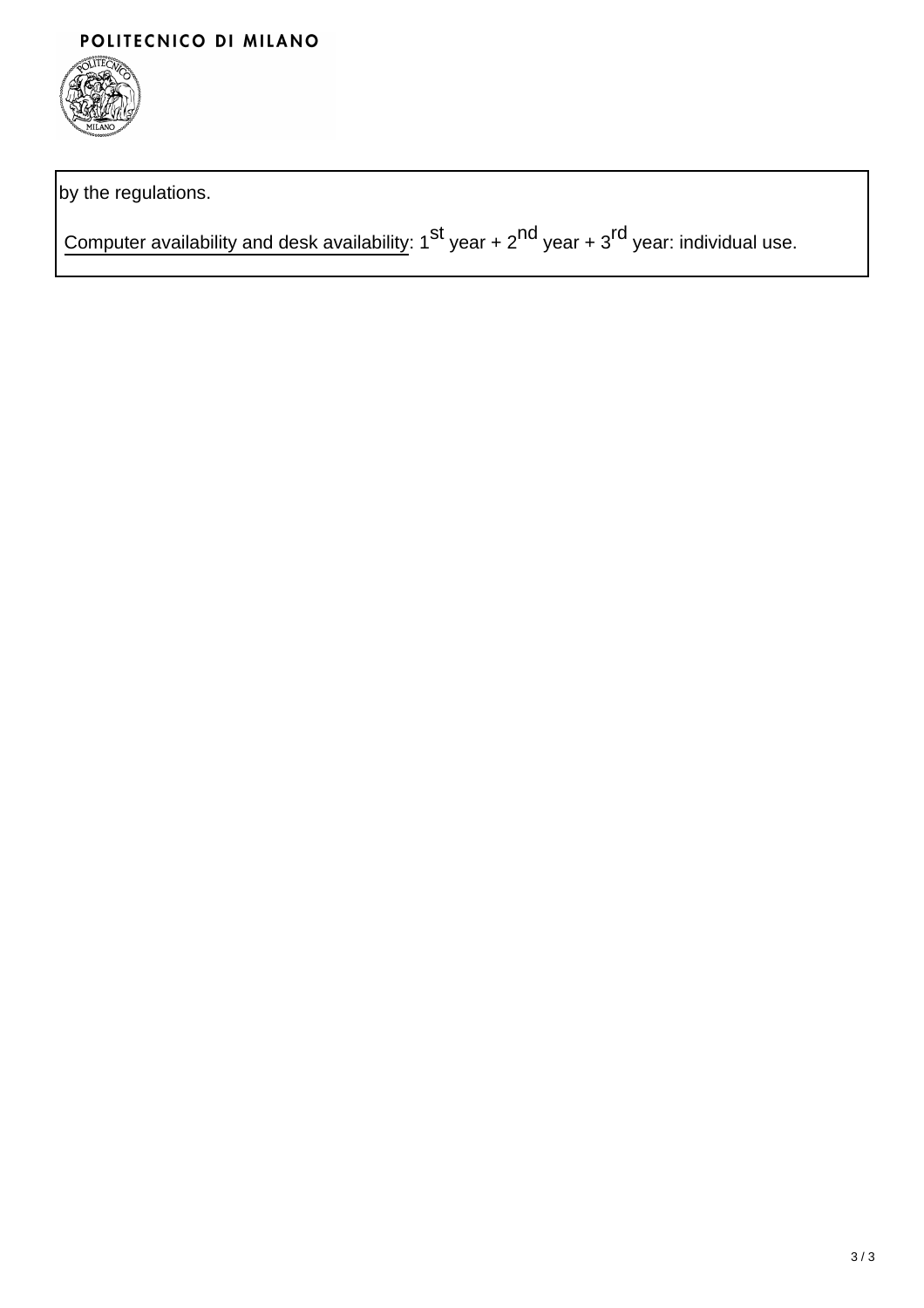by the regulations.

Computer availability and desk availability: 1st year + 2nd year + 3rd year: individual use.